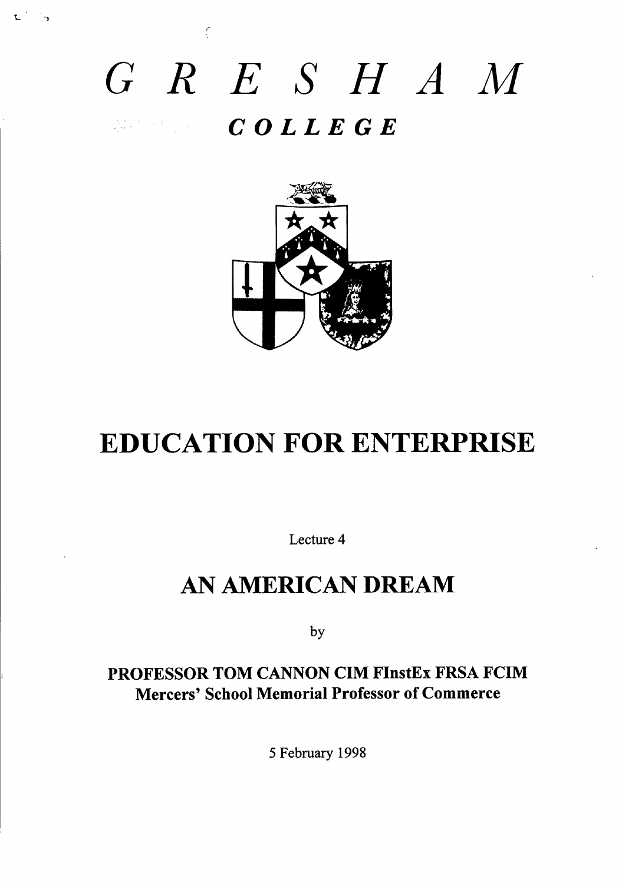# GRESHAM

## COLLEGE

# EDUCATION FOR ENTERPRISE

Lecture 4

## AN AMERICAN DREAM

by

**PROFESSOR TOM CANNON CIM FInstEx FRSA FCIM**
**Mercers' School Memorial Professor of Commerce**

5 February 1998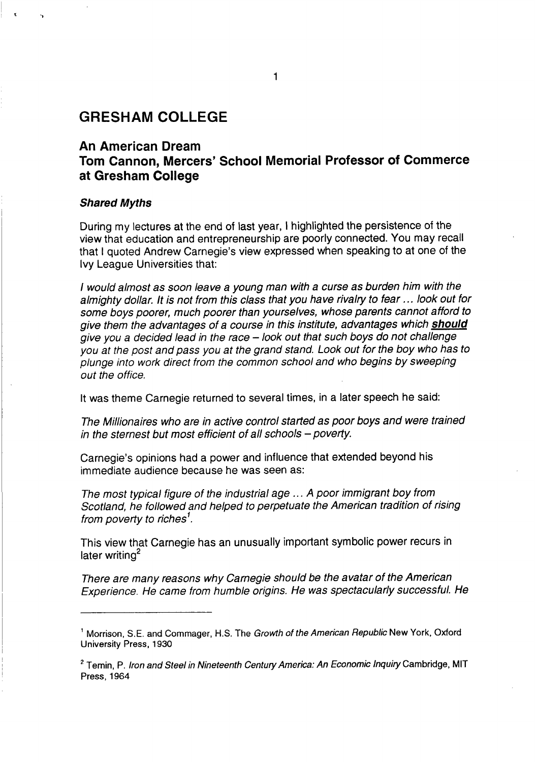# GRESHAM COLLEGE

## An American Dream
## Tom Cannon, Mercers' School Memorial Professor of Commerce at Gresham College

### ***Shared Myths***

During my lectures at the end of last year, I highlighted the persistence of the view that education and entrepreneurship are poorly connected. You may recall that I quoted Andrew Carnegie's view expressed when speaking to at one of the Ivy League Universities that:

*I would almost as soon leave a young man with a curse as burden him with the almighty dollar. It is not from this class that you have rivalry to fear ... look out for some boys poorer, much poorer than yourselves, whose parents cannot afford to give them the advantages of a course in this institute, advantages which* ***should*** *give you a decided lead in the race – look out that such boys do not challenge you at the post and pass you at the grand stand. Look out for the boy who has to plunge into work direct from the common school and who begins by sweeping out the office.*

It was theme Carnegie returned to several times, in a later speech he said:

*The Millionaires who are in active control started as poor boys and were trained in the sternest but most efficient of all schools – poverty.*

Carnegie's opinions had a power and influence that extended beyond his immediate audience because he was seen as:

*The most typical figure of the industrial age ... A poor immigrant boy from Scotland, he followed and helped to perpetuate the American tradition of rising from poverty to riches*[1].

This view that Carnegie has an unusually important symbolic power recurs in later writing[2]

*There are many reasons why Carnegie should be the avatar of the American Experience. He came from humble origins. He was spectacularly successful. He*

---

[1] Morrison, S.E. and Commager, H.S. The *Growth of the American Republic* New York, Oxford University Press, 1930

[2] Temin, P. *Iron and Steel in Nineteenth Century America: An Economic Inquiry* Cambridge, MIT Press, 1964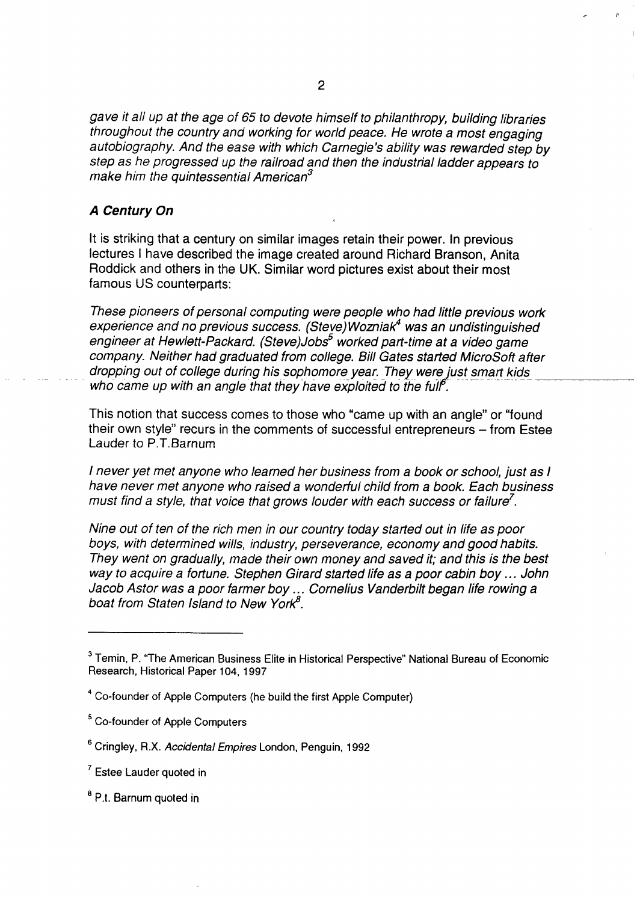*gave it all up at the age of 65 to devote himself to philanthropy, building libraries throughout the country and working for world peace. He wrote a most engaging autobiography. And the ease with which Carnegie's ability was rewarded step by step as he progressed up the railroad and then the industrial ladder appears to make him the quintessential American*[3]

### *A Century On*

It is striking that a century on similar images retain their power. In previous lectures I have described the image created around Richard Branson, Anita Roddick and others in the UK. Similar word pictures exist about their most famous US counterparts:

*These pioneers of personal computing were people who had little previous work experience and no previous success. (Steve)Wozniak*[4] *was an undistinguished engineer at Hewlett-Packard. (Steve)Jobs*[5] *worked part-time at a video game company. Neither had graduated from college. Bill Gates started MicroSoft after dropping out of college during his sophomore year. They were just smart kids who came up with an angle that they have exploited to the full*[6].

This notion that success comes to those who "came up with an angle" or "found their own style" recurs in the comments of successful entrepreneurs – from Estee Lauder to P.T.Barnum

*I never yet met anyone who learned her business from a book or school, just as I have never met anyone who raised a wonderful child from a book. Each business must find a style, that voice that grows louder with each success or failure*[7].

*Nine out of ten of the rich men in our country today started out in life as poor boys, with determined wills, industry, perseverance, economy and good habits. They went on gradually, made their own money and saved it; and this is the best way to acquire a fortune. Stephen Girard started life as a poor cabin boy ... John Jacob Astor was a poor farmer boy ... Cornelius Vanderbilt began life rowing a boat from Staten Island to New York*[8].

---

[3] Temin, P. "The American Business Elite in Historical Perspective" National Bureau of Economic Research, Historical Paper 104, 1997

[4] Co-founder of Apple Computers (he build the first Apple Computer)

[5] Co-founder of Apple Computers

[6] Cringley, R.X. *Accidental Empires* London, Penguin, 1992

[7] Estee Lauder quoted in

[8] P.t. Barnum quoted in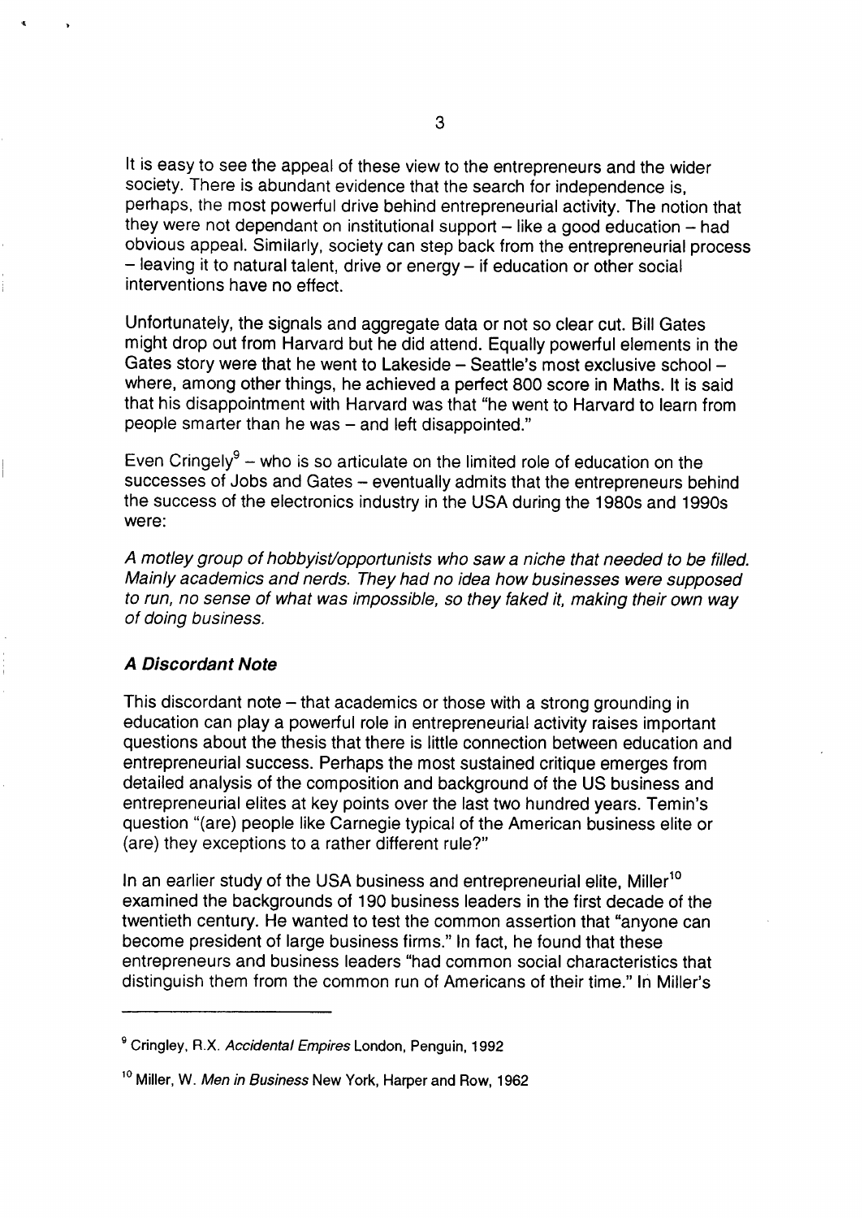It is easy to see the appeal of these view to the entrepreneurs and the wider society. There is abundant evidence that the search for independence is, perhaps, the most powerful drive behind entrepreneurial activity. The notion that they were not dependant on institutional support – like a good education – had obvious appeal. Similarly, society can step back from the entrepreneurial process – leaving it to natural talent, drive or energy – if education or other social interventions have no effect.

Unfortunately, the signals and aggregate data or not so clear cut. Bill Gates might drop out from Harvard but he did attend. Equally powerful elements in the Gates story were that he went to Lakeside – Seattle's most exclusive school – where, among other things, he achieved a perfect 800 score in Maths. It is said that his disappointment with Harvard was that "he went to Harvard to learn from people smarter than he was – and left disappointed."

Even Cringely[9] – who is so articulate on the limited role of education on the successes of Jobs and Gates – eventually admits that the entrepreneurs behind the success of the electronics industry in the USA during the 1980s and 1990s were:

*A motley group of hobbyist/opportunists who saw a niche that needed to be filled. Mainly academics and nerds. They had no idea how businesses were supposed to run, no sense of what was impossible, so they faked it, making their own way of doing business.*

### *A Discordant Note*

This discordant note – that academics or those with a strong grounding in education can play a powerful role in entrepreneurial activity raises important questions about the thesis that there is little connection between education and entrepreneurial success. Perhaps the most sustained critique emerges from detailed analysis of the composition and background of the US business and entrepreneurial elites at key points over the last two hundred years. Temin's question "(are) people like Carnegie typical of the American business elite or (are) they exceptions to a rather different rule?"

In an earlier study of the USA business and entrepreneurial elite, Miller[10] examined the backgrounds of 190 business leaders in the first decade of the twentieth century. He wanted to test the common assertion that "anyone can become president of large business firms." In fact, he found that these entrepreneurs and business leaders "had common social characteristics that distinguish them from the common run of Americans of their time." In Miller's

---

[9] Cringley, R.X. *Accidental Empires* London, Penguin, 1992

[10] Miller, W. *Men in Business* New York, Harper and Row, 1962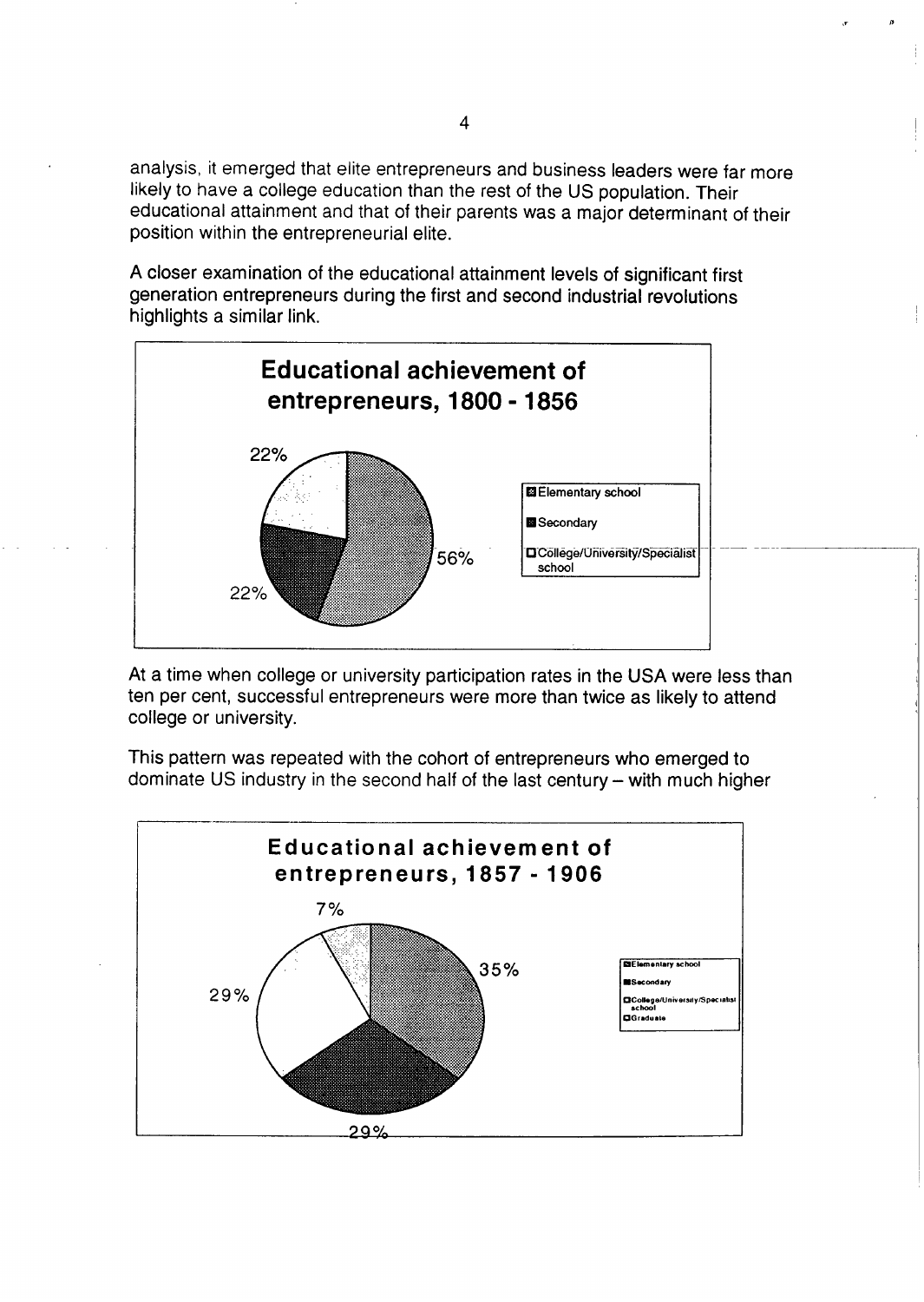analysis, it emerged that elite entrepreneurs and business leaders were far more likely to have a college education than the rest of the US population. Their educational attainment and that of their parents was a major determinant of their position within the entrepreneurial elite.

A closer examination of the educational attainment levels of significant first generation entrepreneurs during the first and second industrial revolutions highlights a similar link.

**Educational achievement of entrepreneurs, 1800 - 1856**

| Category | Share |
| --- | --- |
| Elementary school | 56% |
| Secondary | 22% |
| College/University/Specialist school | 22% |

At a time when college or university participation rates in the USA were less than ten per cent, successful entrepreneurs were more than twice as likely to attend college or university.

This pattern was repeated with the cohort of entrepreneurs who emerged to dominate US industry in the second half of the last century – with much higher

**Educational achievement of entrepreneurs, 1857 - 1906**

| Category | Share |
| --- | --- |
| Elementary school | 35% |
| Secondary | 29% |
| College/University/Specialist school | 29% |
| Graduate | 7% |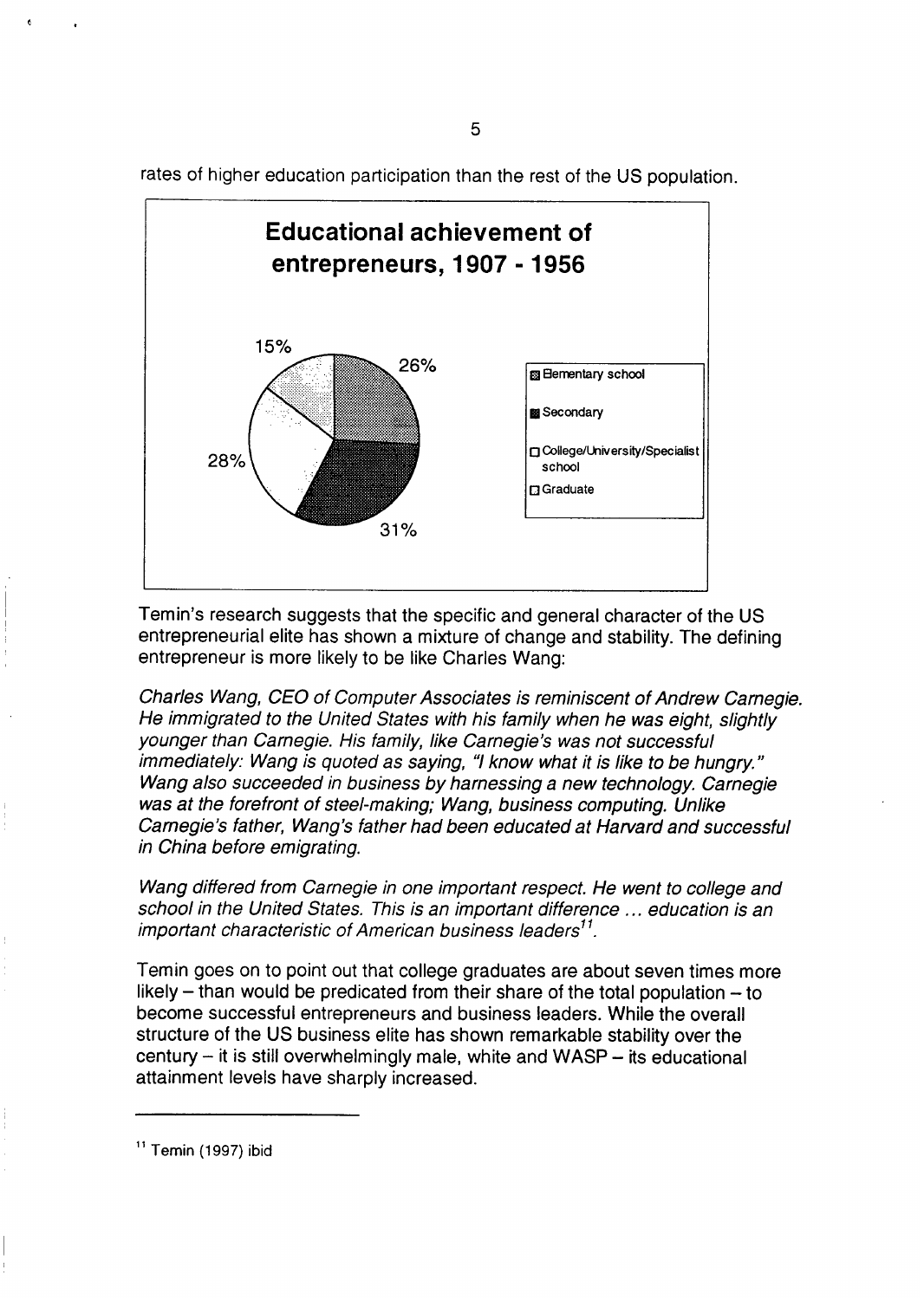rates of higher education participation than the rest of the US population.

**Educational achievement of entrepreneurs, 1907 - 1956**

| Category | Share |
|---|---|
| Elementary school | 26% |
| Secondary | 31% |
| College/University/Specialist school | 28% |
| Graduate | 15% |

Temin's research suggests that the specific and general character of the US entrepreneurial elite has shown a mixture of change and stability. The defining entrepreneur is more likely to be like Charles Wang:

*Charles Wang, CEO of Computer Associates is reminiscent of Andrew Carnegie. He immigrated to the United States with his family when he was eight, slightly younger than Carnegie. His family, like Carnegie's was not successful immediately: Wang is quoted as saying, "I know what it is like to be hungry." Wang also succeeded in business by harnessing a new technology. Carnegie was at the forefront of steel-making; Wang, business computing. Unlike Carnegie's father, Wang's father had been educated at Harvard and successful in China before emigrating.*

*Wang differed from Carnegie in one important respect. He went to college and school in the United States. This is an important difference … education is an important characteristic of American business leaders*[11].

Temin goes on to point out that college graduates are about seven times more likely – than would be predicated from their share of the total population – to become successful entrepreneurs and business leaders. While the overall structure of the US business elite has shown remarkable stability over the century – it is still overwhelmingly male, white and WASP – its educational attainment levels have sharply increased.

---

[11] Temin (1997) ibid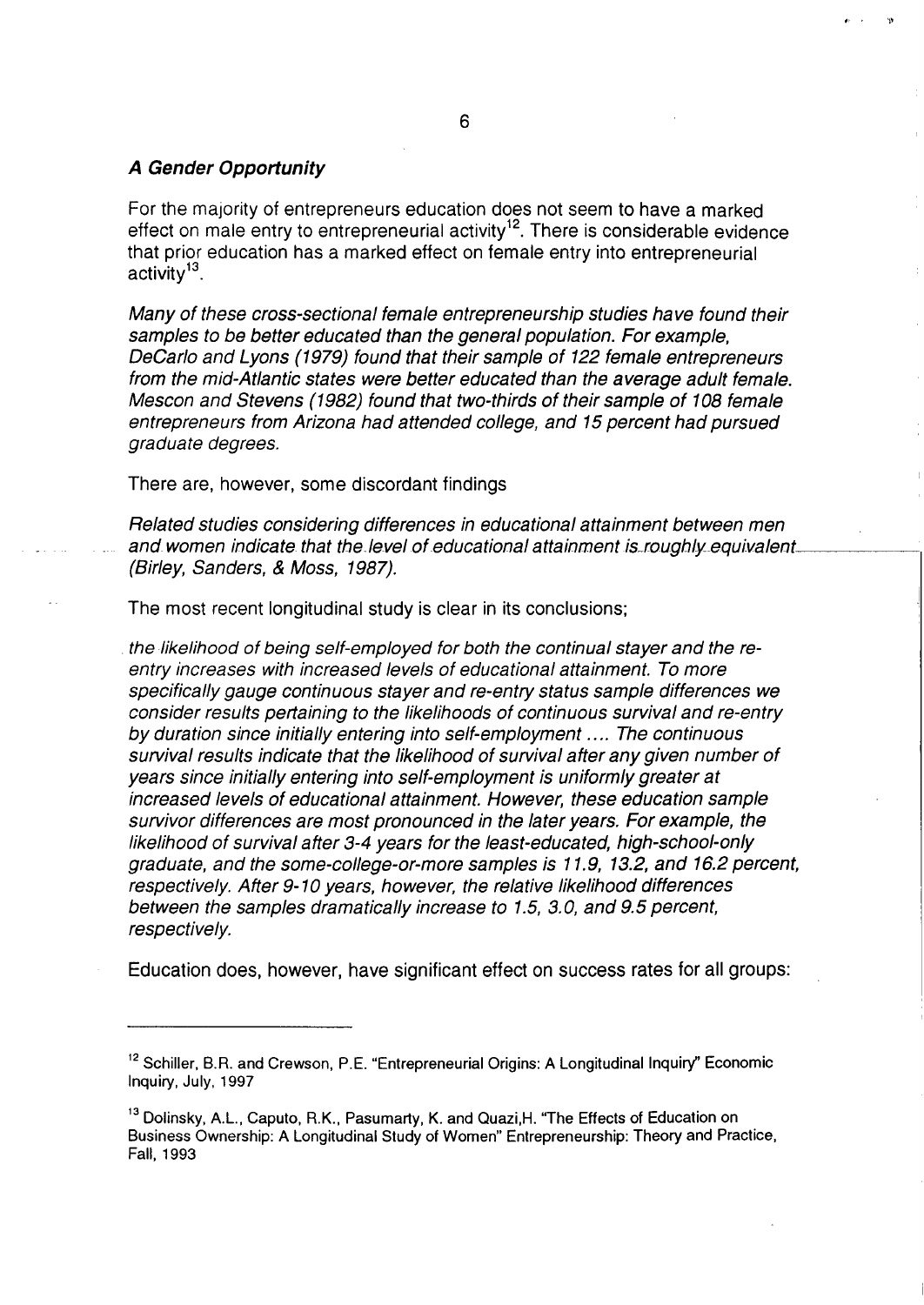### *A Gender Opportunity*

For the majority of entrepreneurs education does not seem to have a marked effect on male entry to entrepreneurial activity[12]. There is considerable evidence that prior education has a marked effect on female entry into entrepreneurial activity[13].

*Many of these cross-sectional female entrepreneurship studies have found their samples to be better educated than the general population. For example, DeCarlo and Lyons (1979) found that their sample of 122 female entrepreneurs from the mid-Atlantic states were better educated than the average adult female. Mescon and Stevens (1982) found that two-thirds of their sample of 108 female entrepreneurs from Arizona had attended college, and 15 percent had pursued graduate degrees.*

There are, however, some discordant findings

*Related studies considering differences in educational attainment between men and women indicate that the level of educational attainment is roughly equivalent (Birley, Sanders, & Moss, 1987).*

The most recent longitudinal study is clear in its conclusions;

*the likelihood of being self-employed for both the continual stayer and the re-entry increases with increased levels of educational attainment. To more specifically gauge continuous stayer and re-entry status sample differences we consider results pertaining to the likelihoods of continuous survival and re-entry by duration since initially entering into self-employment .... The continuous survival results indicate that the likelihood of survival after any given number of years since initially entering into self-employment is uniformly greater at increased levels of educational attainment. However, these education sample survivor differences are most pronounced in the later years. For example, the likelihood of survival after 3-4 years for the least-educated, high-school-only graduate, and the some-college-or-more samples is 11.9, 13.2, and 16.2 percent, respectively. After 9-10 years, however, the relative likelihood differences between the samples dramatically increase to 1.5, 3.0, and 9.5 percent, respectively.*

Education does, however, have significant effect on success rates for all groups:

---

[12] Schiller, B.R. and Crewson, P.E. "Entrepreneurial Origins: A Longitudinal Inquiry" Economic Inquiry, July, 1997

[13] Dolinsky, A.L., Caputo, R.K., Pasumarty, K. and Quazi,H. "The Effects of Education on Business Ownership: A Longitudinal Study of Women" Entrepreneurship: Theory and Practice, Fall, 1993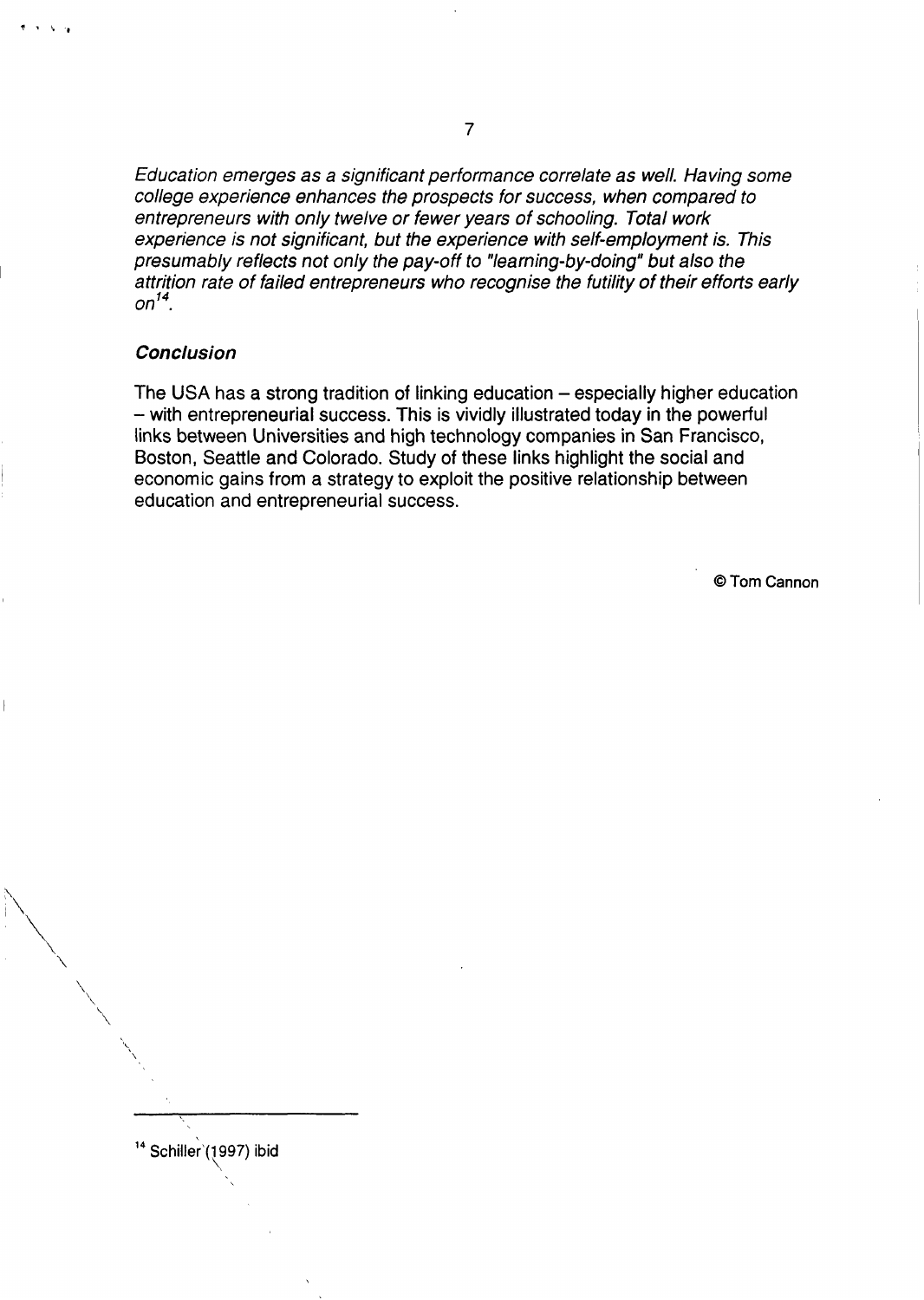*Education emerges as a significant performance correlate as well. Having some college experience enhances the prospects for success, when compared to entrepreneurs with only twelve or fewer years of schooling. Total work experience is not significant, but the experience with self-employment is. This presumably reflects not only the pay-off to "learning-by-doing" but also the attrition rate of failed entrepreneurs who recognise the futility of their efforts early on*[14].

### Conclusion

The USA has a strong tradition of linking education – especially higher education – with entrepreneurial success. This is vividly illustrated today in the powerful links between Universities and high technology companies in San Francisco, Boston, Seattle and Colorado. Study of these links highlight the social and economic gains from a strategy to exploit the positive relationship between education and entrepreneurial success.

© Tom Cannon

---

[14] Schiller (1997) ibid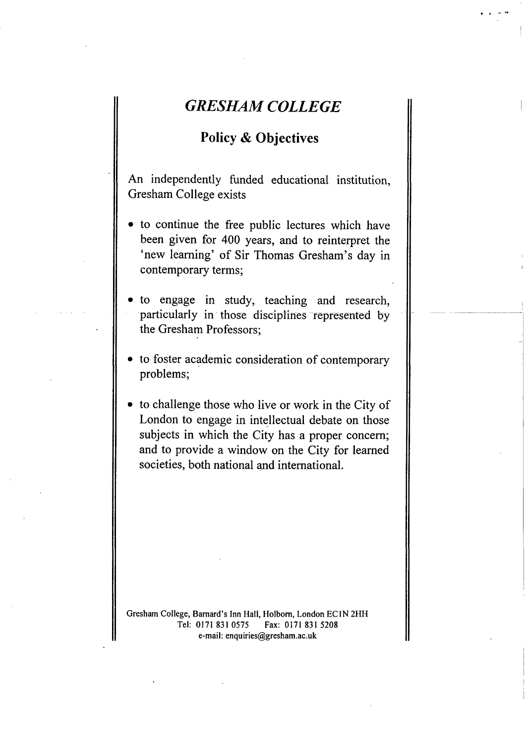# *GRESHAM COLLEGE*

## Policy & Objectives

An independently funded educational institution, Gresham College exists

- to continue the free public lectures which have been given for 400 years, and to reinterpret the 'new learning' of Sir Thomas Gresham's day in contemporary terms;
- to engage in study, teaching and research, particularly in those disciplines represented by the Gresham Professors;
- to foster academic consideration of contemporary problems;
- to challenge those who live or work in the City of London to engage in intellectual debate on those subjects in which the City has a proper concern; and to provide a window on the City for learned societies, both national and international.

Gresham College, Barnard's Inn Hall, Holborn, London EC1N 2HH
Tel: 0171 831 0575 Fax: 0171 831 5208
e-mail: enquiries@gresham.ac.uk